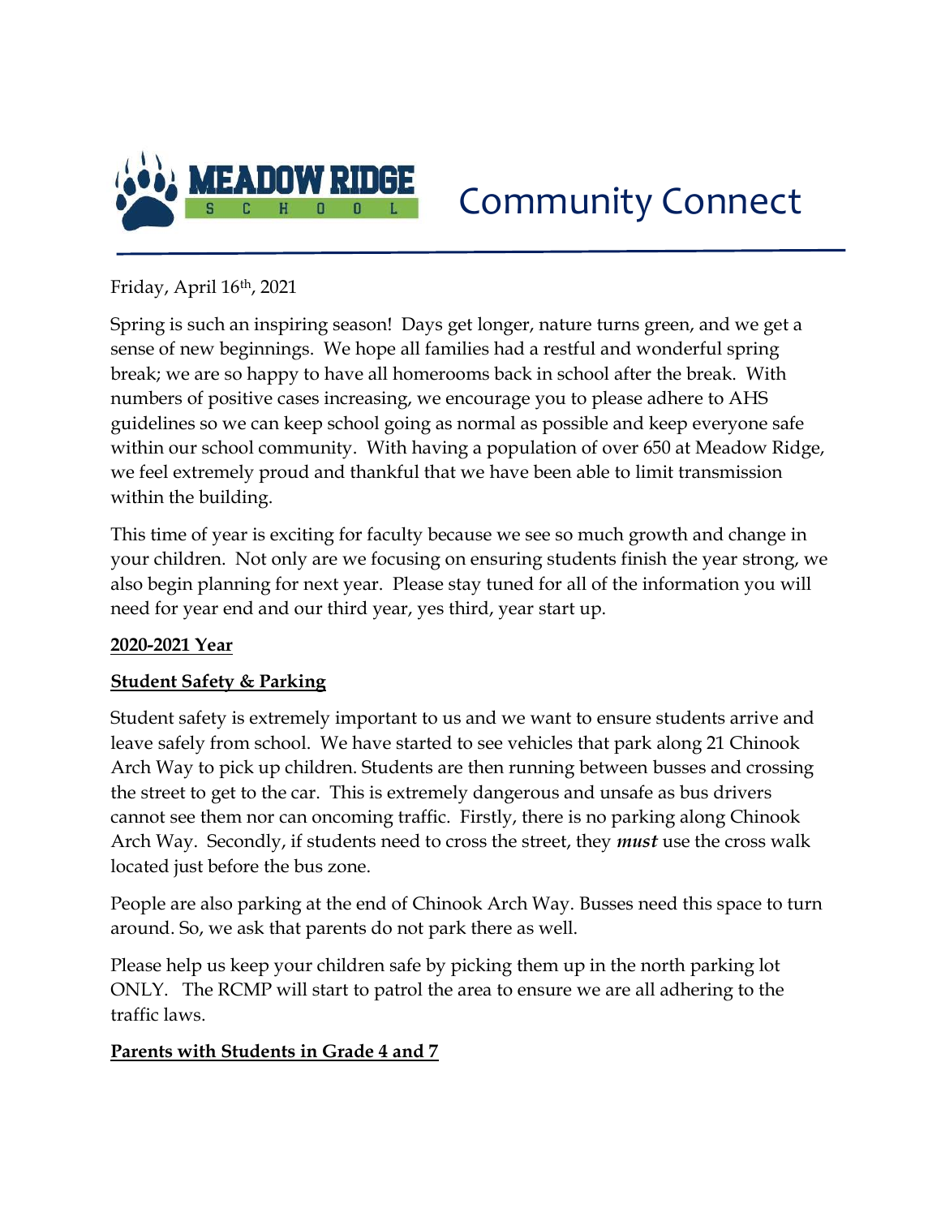# MEADOW RIDGE SCHOOL Community Connect

Friday, April 16th, 2021

Spring is such an inspiring season! Days get longer, nature turns green, and we get a sense of new beginnings. We hope all families had a restful and wonderful spring break; we are so happy to have all homerooms back in school after the break. With numbers of positive cases increasing, we encourage you to please adhere to AHS guidelines so we can keep school going as normal as possible and keep everyone safe within our school community. With having a population of over 650 at Meadow Ridge, we feel extremely proud and thankful that we have been able to limit transmission within the building.

This time of year is exciting for faculty because we see so much growth and change in your children. Not only are we focusing on ensuring students finish the year strong, we also begin planning for next year. Please stay tuned for all of the information you will need for year end and our third year, yes third, year start up.

## 2020-2021 Year

### Student Safety & Parking

Student safety is extremely important to us and we want to ensure students arrive and leave safely from school. We have started to see vehicles that park along 21 Chinook Arch Way to pick up children. Students are then running between busses and crossing the street to get to the car. This is extremely dangerous and unsafe as bus drivers cannot see them nor can oncoming traffic. Firstly, there is no parking along Chinook Arch Way. Secondly, if students need to cross the street, they ***must*** use the cross walk located just before the bus zone.

People are also parking at the end of Chinook Arch Way. Busses need this space to turn around. So, we ask that parents do not park there as well.

Please help us keep your children safe by picking them up in the north parking lot ONLY. The RCMP will start to patrol the area to ensure we are all adhering to the traffic laws.

### Parents with Students in Grade 4 and 7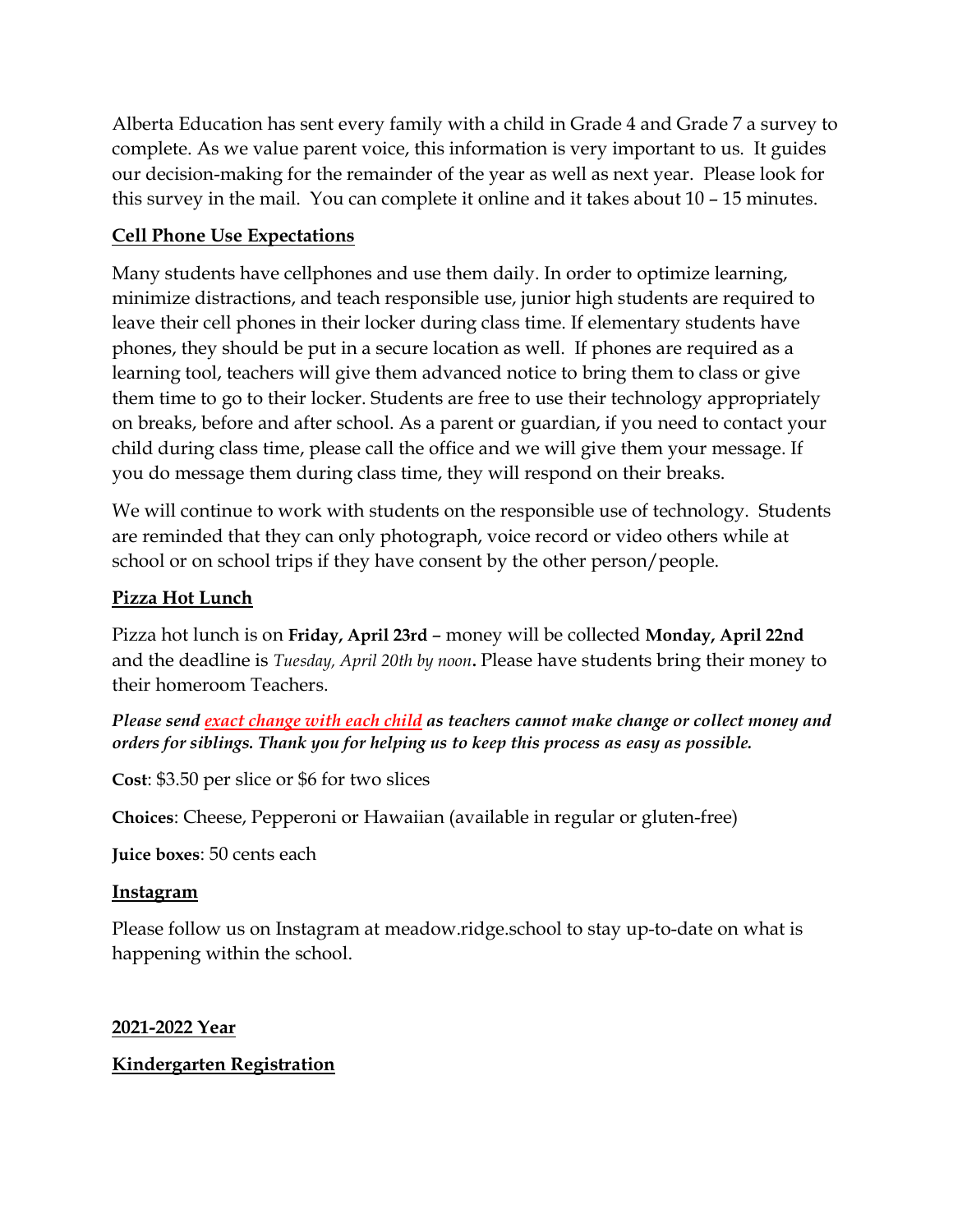Alberta Education has sent every family with a child in Grade 4 and Grade 7 a survey to complete. As we value parent voice, this information is very important to us. It guides our decision-making for the remainder of the year as well as next year. Please look for this survey in the mail. You can complete it online and it takes about 10 – 15 minutes.

**Cell Phone Use Expectations**

Many students have cellphones and use them daily. In order to optimize learning, minimize distractions, and teach responsible use, junior high students are required to leave their cell phones in their locker during class time. If elementary students have phones, they should be put in a secure location as well. If phones are required as a learning tool, teachers will give them advanced notice to bring them to class or give them time to go to their locker. Students are free to use their technology appropriately on breaks, before and after school. As a parent or guardian, if you need to contact your child during class time, please call the office and we will give them your message. If you do message them during class time, they will respond on their breaks.

We will continue to work with students on the responsible use of technology. Students are reminded that they can only photograph, voice record or video others while at school or on school trips if they have consent by the other person/people.

**Pizza Hot Lunch**

Pizza hot lunch is on **Friday, April 23rd** – money will be collected **Monday, April 22nd** and the deadline is *Tuesday, April 20th by noon***.** Please have students bring their money to their homeroom Teachers.

***Please send exact change with each child as teachers cannot make change or collect money and orders for siblings. Thank you for helping us to keep this process as easy as possible.***

**Cost**: $3.50 per slice or $6 for two slices

**Choices**: Cheese, Pepperoni or Hawaiian (available in regular or gluten-free)

**Juice boxes**: 50 cents each

**Instagram**

Please follow us on Instagram at meadow.ridge.school to stay up-to-date on what is happening within the school.

**2021-2022 Year**

**Kindergarten Registration**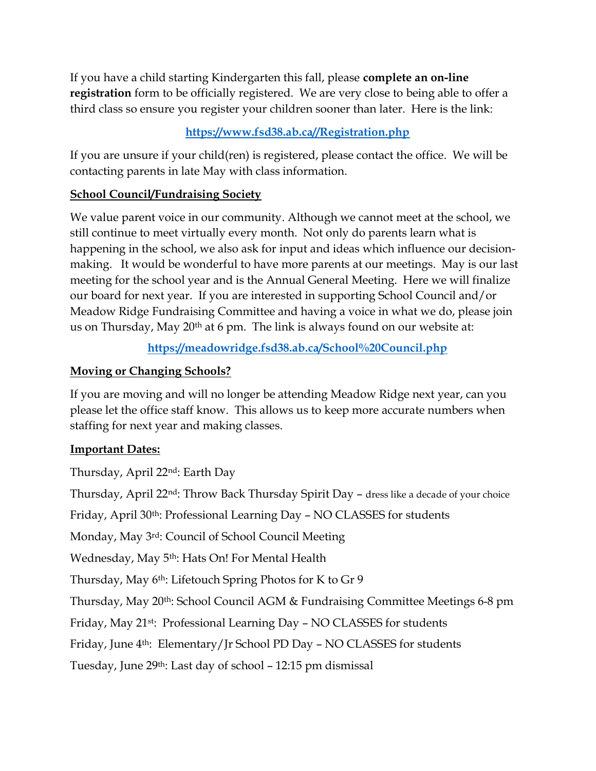If you have a child starting Kindergarten this fall, please **complete an on-line registration** form to be officially registered. We are very close to being able to offer a third class so ensure you register your children sooner than later. Here is the link:

**https://www.fsd38.ab.ca//Registration.php**

If you are unsure if your child(ren) is registered, please contact the office. We will be contacting parents in late May with class information.

## School Council/Fundraising Society

We value parent voice in our community. Although we cannot meet at the school, we still continue to meet virtually every month. Not only do parents learn what is happening in the school, we also ask for input and ideas which influence our decision-making. It would be wonderful to have more parents at our meetings. May is our last meeting for the school year and is the Annual General Meeting. Here we will finalize our board for next year. If you are interested in supporting School Council and/or Meadow Ridge Fundraising Committee and having a voice in what we do, please join us on Thursday, May 20th at 6 pm. The link is always found on our website at:

**https://meadowridge.fsd38.ab.ca/School%20Council.php**

## Moving or Changing Schools?

If you are moving and will no longer be attending Meadow Ridge next year, can you please let the office staff know. This allows us to keep more accurate numbers when staffing for next year and making classes.

## Important Dates:

Thursday, April 22nd: Earth Day

Thursday, April 22nd: Throw Back Thursday Spirit Day – dress like a decade of your choice

Friday, April 30th: Professional Learning Day – NO CLASSES for students

Monday, May 3rd: Council of School Council Meeting

Wednesday, May 5th: Hats On! For Mental Health

Thursday, May 6th: Lifetouch Spring Photos for K to Gr 9

Thursday, May 20th: School Council AGM & Fundraising Committee Meetings 6-8 pm

Friday, May 21st: Professional Learning Day – NO CLASSES for students

Friday, June 4th: Elementary/Jr School PD Day – NO CLASSES for students

Tuesday, June 29th: Last day of school – 12:15 pm dismissal